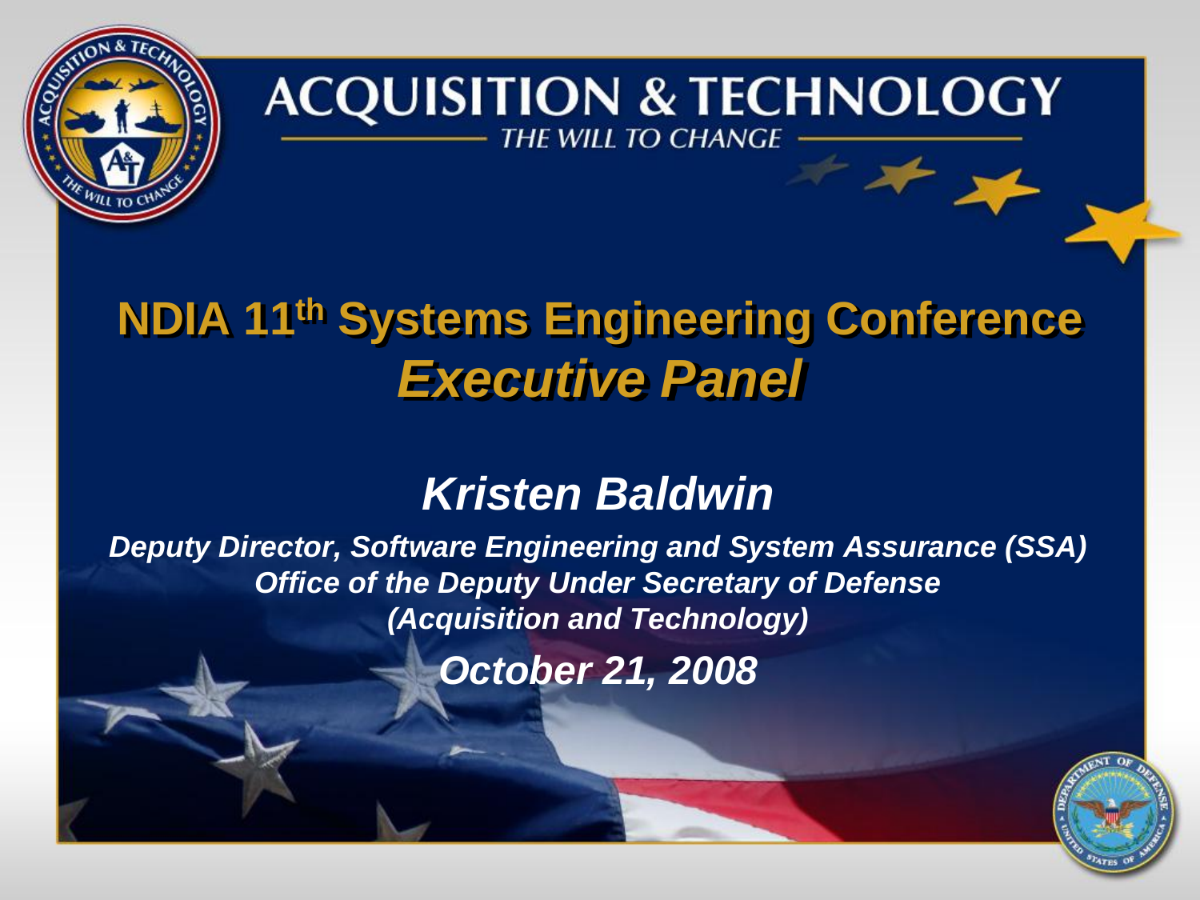# ACQUISITION & TECHNOLOGY

THE WILL TO CHANGE

# NDIA 11th Systems Engineering Conference
## *Executive Panel*

### *Kristen Baldwin*

***Deputy Director, Software Engineering and System Assurance (SSA)***
***Office of the Deputy Under Secretary of Defense***
***(Acquisition and Technology)***

***October 21, 2008***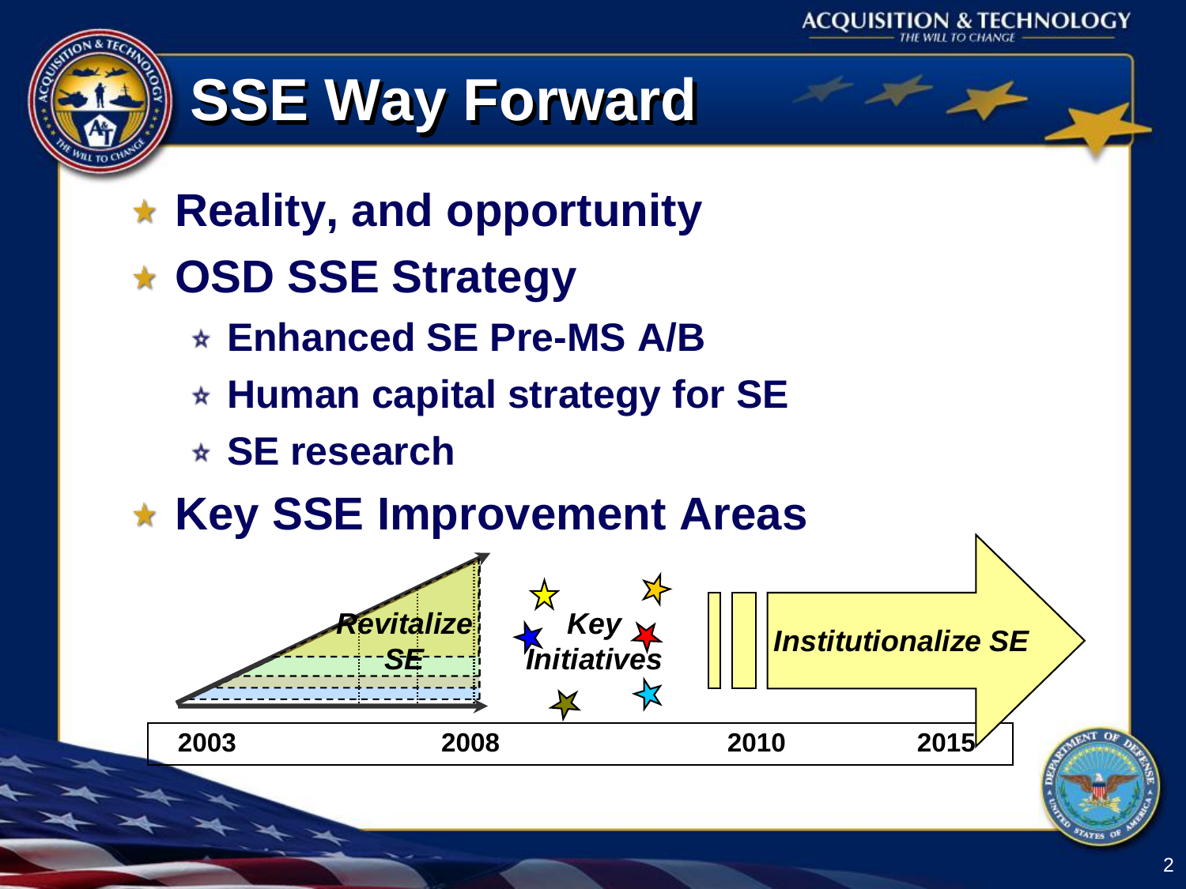# SSE Way Forward

- Reality, and opportunity
- OSD SSE Strategy
  - Enhanced SE Pre-MS A/B
  - Human capital strategy for SE
  - SE research
- Key SSE Improvement Areas

*Revitalize SE* — *Key Initiatives* — *Institutionalize SE*

2003 — 2008 — 2010 — 2015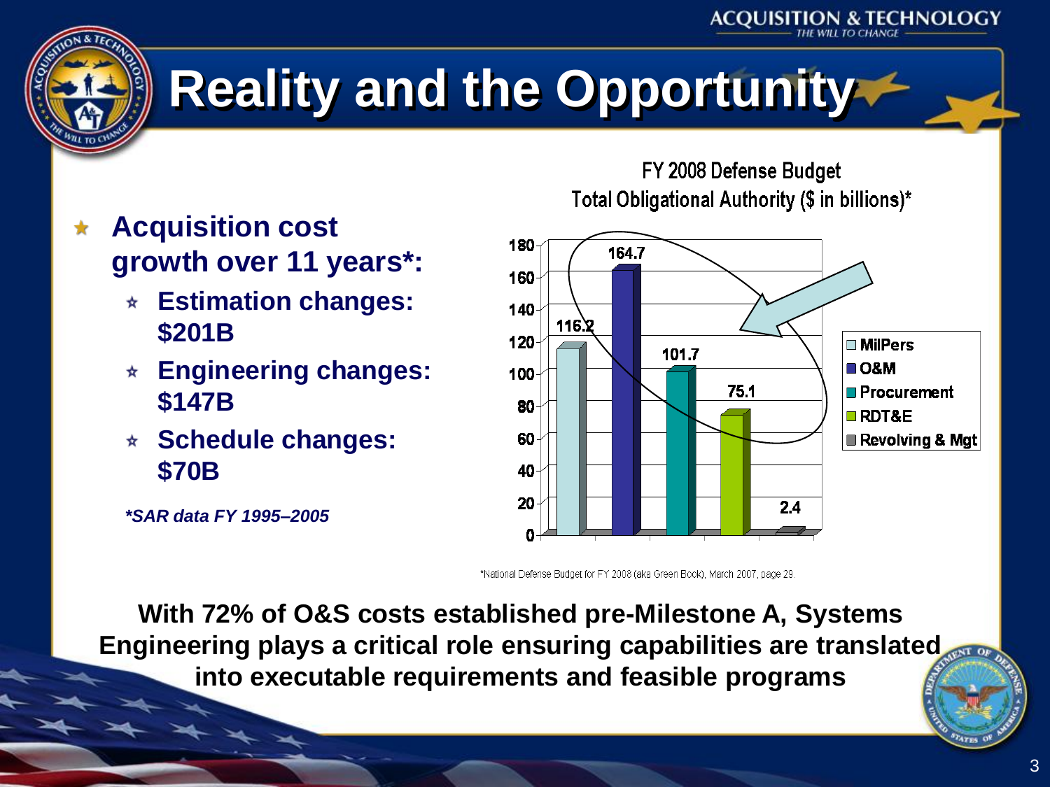# Reality and the Opportunity

- **Acquisition cost growth over 11 years*:**
  - **Estimation changes: $201B**
  - **Engineering changes: $147B**
  - **Schedule changes: $70B**

***SAR data FY 1995–2005***

FY 2008 Defense Budget
Total Obligational Authority ($ in billions)*

| Category | $ in billions |
|---|---|
| MilPers | 116.2 |
| O&M | 164.7 |
| Procurement | 101.7 |
| RDT&E | 75.1 |
| Revolving & Mgt | 2.4 |

*National Defense Budget for FY 2008 (aka Green Book), March 2007, page 29.

**With 72% of O&S costs established pre-Milestone A, Systems Engineering plays a critical role ensuring capabilities are translated into executable requirements and feasible programs**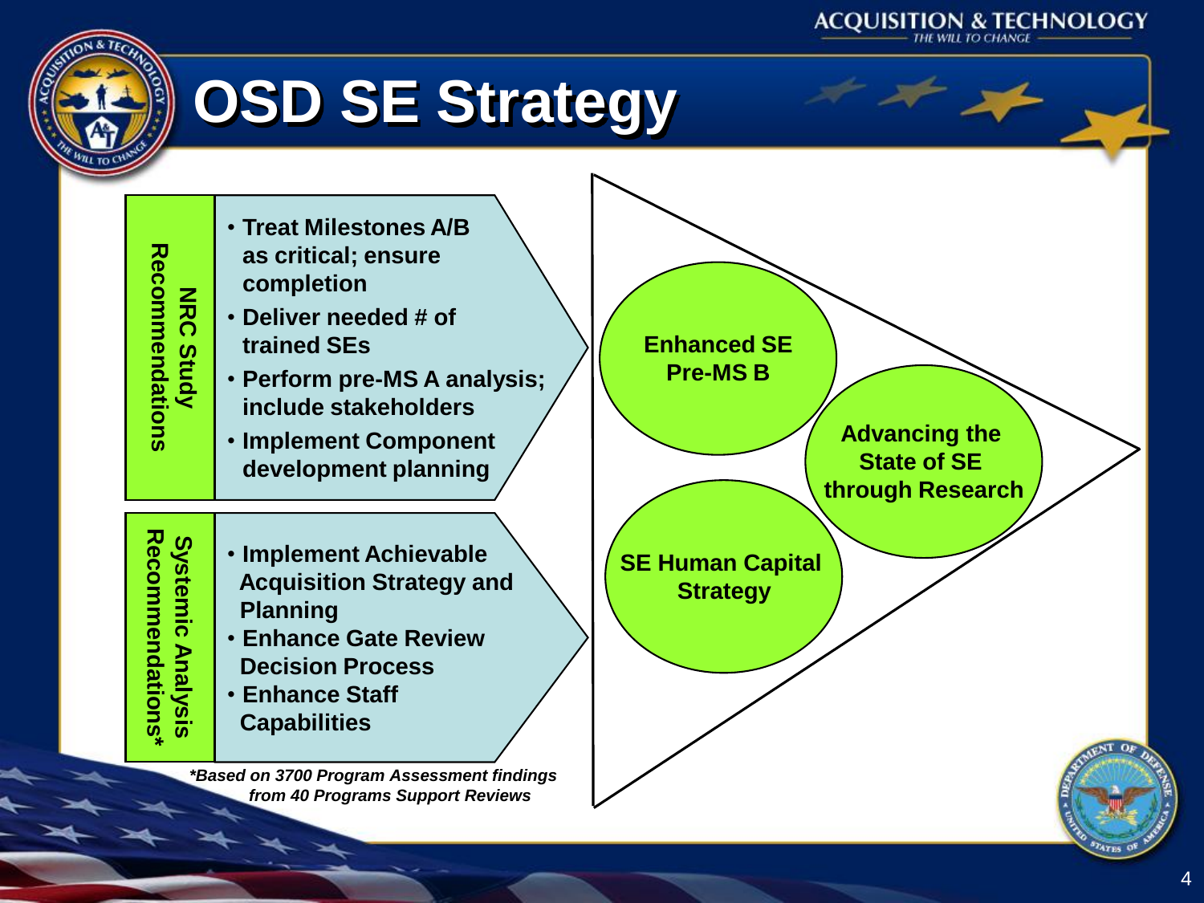# OSD SE Strategy

## NRC Study Recommendations

- Treat Milestones A/B as critical; ensure completion
- Deliver needed # of trained SEs
- Perform pre-MS A analysis; include stakeholders
- Implement Component development planning

## Systemic Analysis Recommendations*

- Implement Achievable Acquisition Strategy and Planning
- Enhance Gate Review Decision Process
- Enhance Staff Capabilities

*\*Based on 3700 Program Assessment findings from 40 Programs Support Reviews*

- Enhanced SE Pre-MS B
- Advancing the State of SE through Research
- SE Human Capital Strategy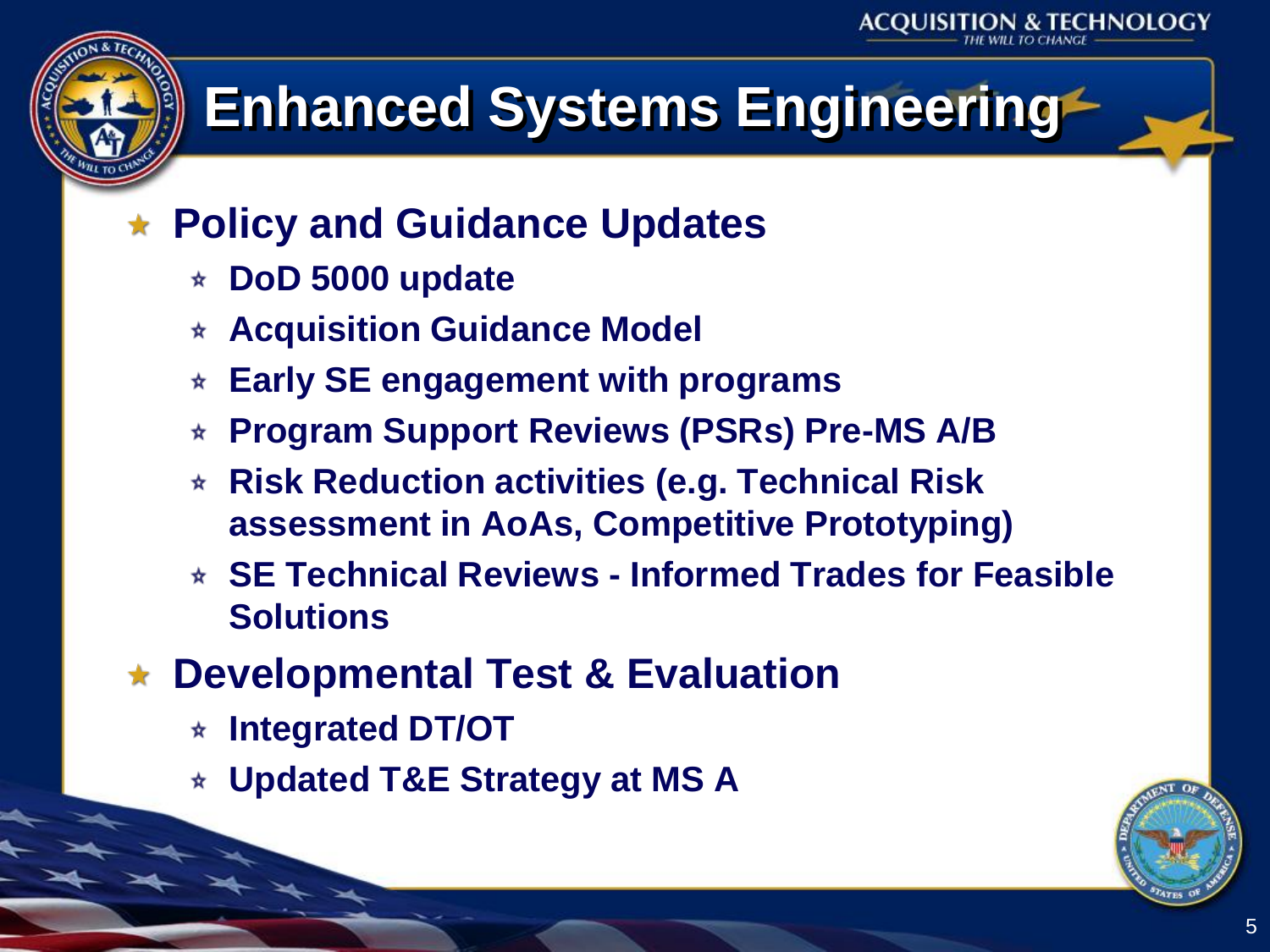# Enhanced Systems Engineering

- **Policy and Guidance Updates**
  - **DoD 5000 update**
  - **Acquisition Guidance Model**
  - **Early SE engagement with programs**
  - **Program Support Reviews (PSRs) Pre-MS A/B**
  - **Risk Reduction activities (e.g. Technical Risk assessment in AoAs, Competitive Prototyping)**
  - **SE Technical Reviews - Informed Trades for Feasible Solutions**
- **Developmental Test & Evaluation**
  - **Integrated DT/OT**
  - **Updated T&E Strategy at MS A**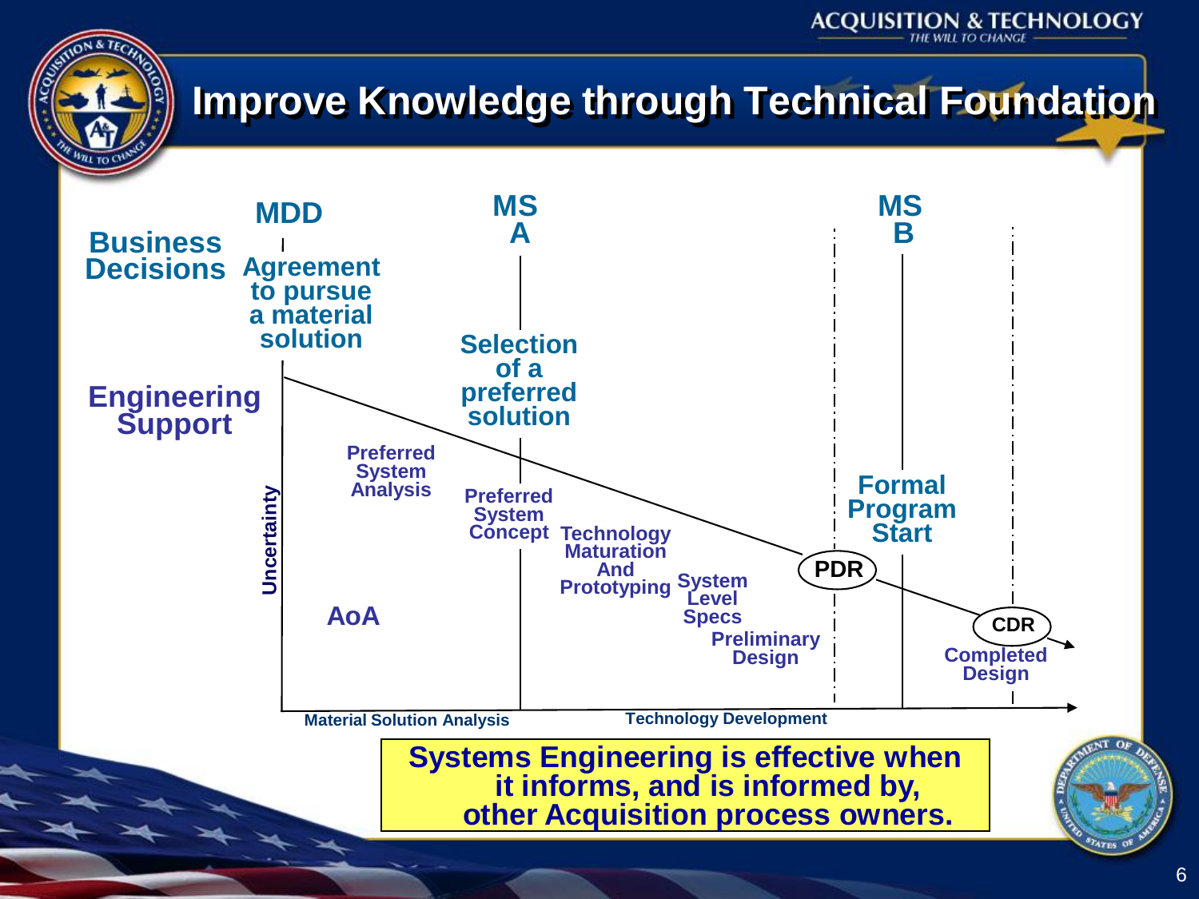# Improve Knowledge through Technical Foundation

**Business Decisions**

**MDD** — Agreement to pursue a material solution

**MS A** — Selection of a preferred solution

**MS B** — Formal Program Start

**Engineering Support**

Uncertainty

- AoA
- Preferred System Analysis
- Preferred System Concept
- Technology Maturation And Prototyping
- System Level Specs
- Preliminary Design
- PDR
- CDR
- Completed Design

Material Solution Analysis | Technology Development

**Systems Engineering is effective when it informs, and is informed by, other Acquisition process owners.**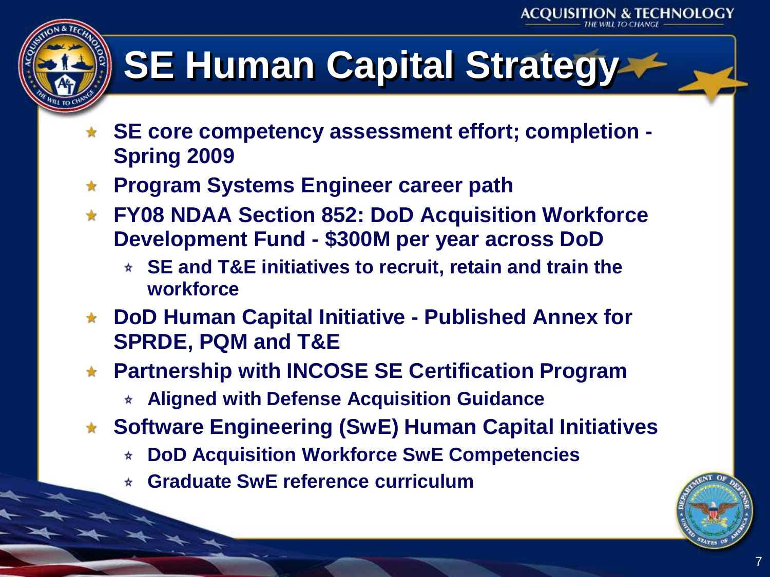# SE Human Capital Strategy

- SE core competency assessment effort; completion - Spring 2009
- Program Systems Engineer career path
- FY08 NDAA Section 852: DoD Acquisition Workforce Development Fund - $300M per year across DoD
  - SE and T&E initiatives to recruit, retain and train the workforce
- DoD Human Capital Initiative - Published Annex for SPRDE, PQM and T&E
- Partnership with INCOSE SE Certification Program
  - Aligned with Defense Acquisition Guidance
- Software Engineering (SwE) Human Capital Initiatives
  - DoD Acquisition Workforce SwE Competencies
  - Graduate SwE reference curriculum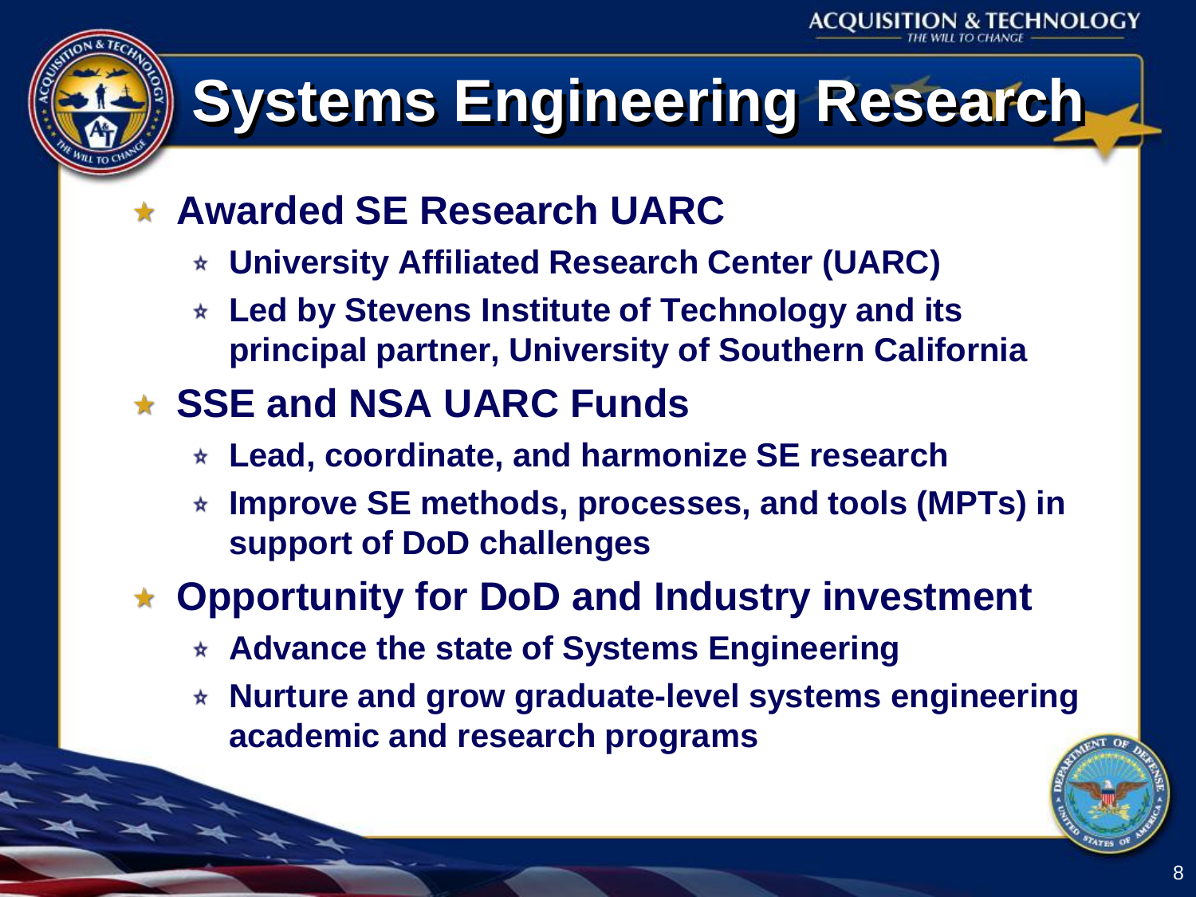# Systems Engineering Research

- **Awarded SE Research UARC**
  - **University Affiliated Research Center (UARC)**
  - **Led by Stevens Institute of Technology and its principal partner, University of Southern California**
- **SSE and NSA UARC Funds**
  - **Lead, coordinate, and harmonize SE research**
  - **Improve SE methods, processes, and tools (MPTs) in support of DoD challenges**
- **Opportunity for DoD and Industry investment**
  - **Advance the state of Systems Engineering**
  - **Nurture and grow graduate-level systems engineering academic and research programs**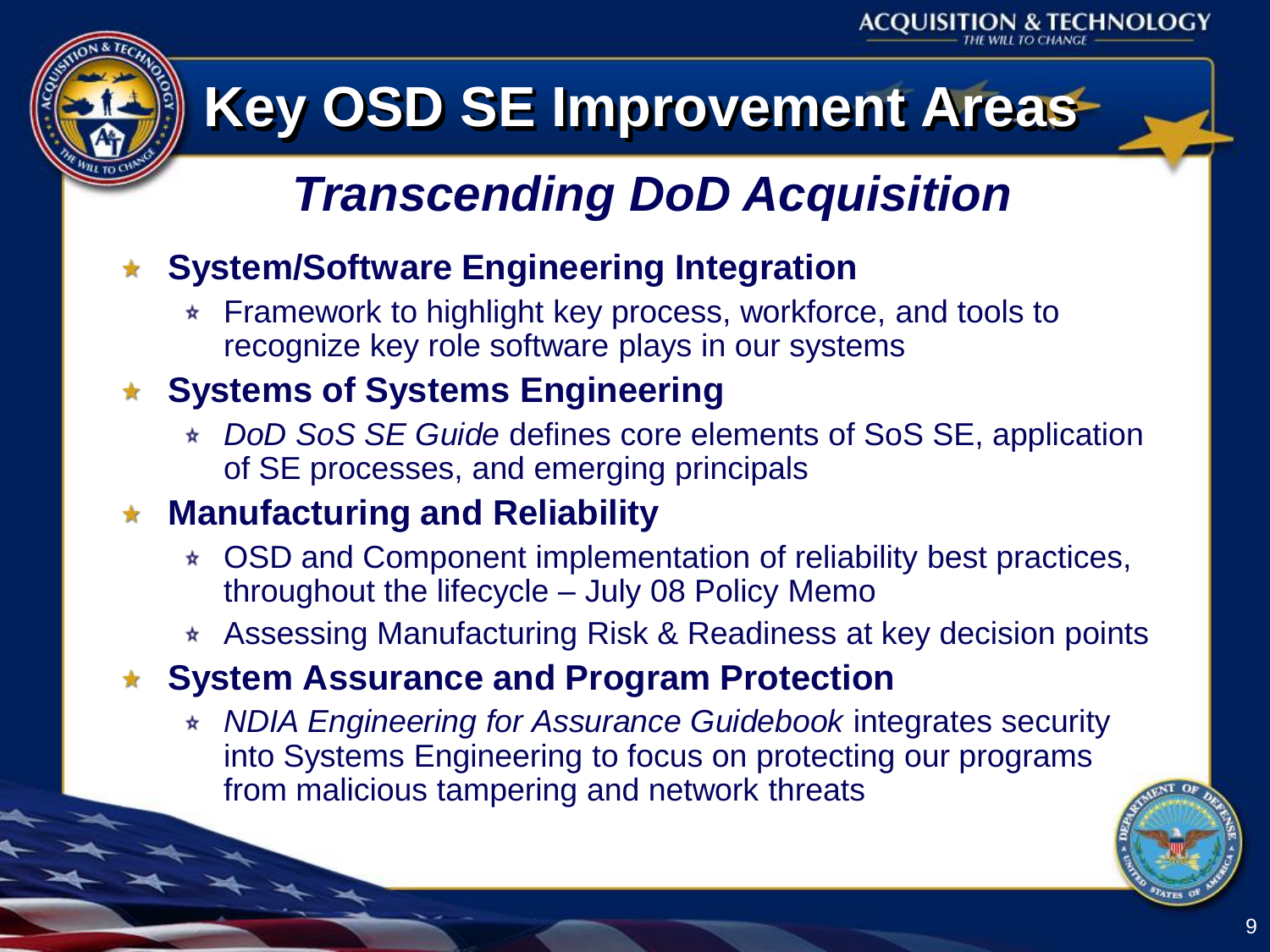# Key OSD SE Improvement Areas

## *Transcending DoD Acquisition*

- **System/Software Engineering Integration**
  - Framework to highlight key process, workforce, and tools to recognize key role software plays in our systems
- **Systems of Systems Engineering**
  - *DoD SoS SE Guide* defines core elements of SoS SE, application of SE processes, and emerging principals
- **Manufacturing and Reliability**
  - OSD and Component implementation of reliability best practices, throughout the lifecycle – July 08 Policy Memo
  - Assessing Manufacturing Risk & Readiness at key decision points
- **System Assurance and Program Protection**
  - *NDIA Engineering for Assurance Guidebook* integrates security into Systems Engineering to focus on protecting our programs from malicious tampering and network threats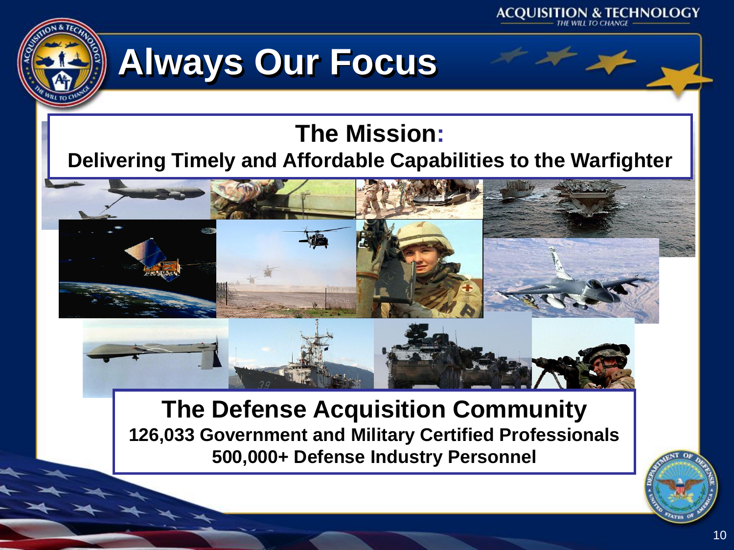# Always Our Focus

**The Mission:**

**Delivering Timely and Affordable Capabilities to the Warfighter**

**The Defense Acquisition Community**

**126,033 Government and Military Certified Professionals**

**500,000+ Defense Industry Personnel**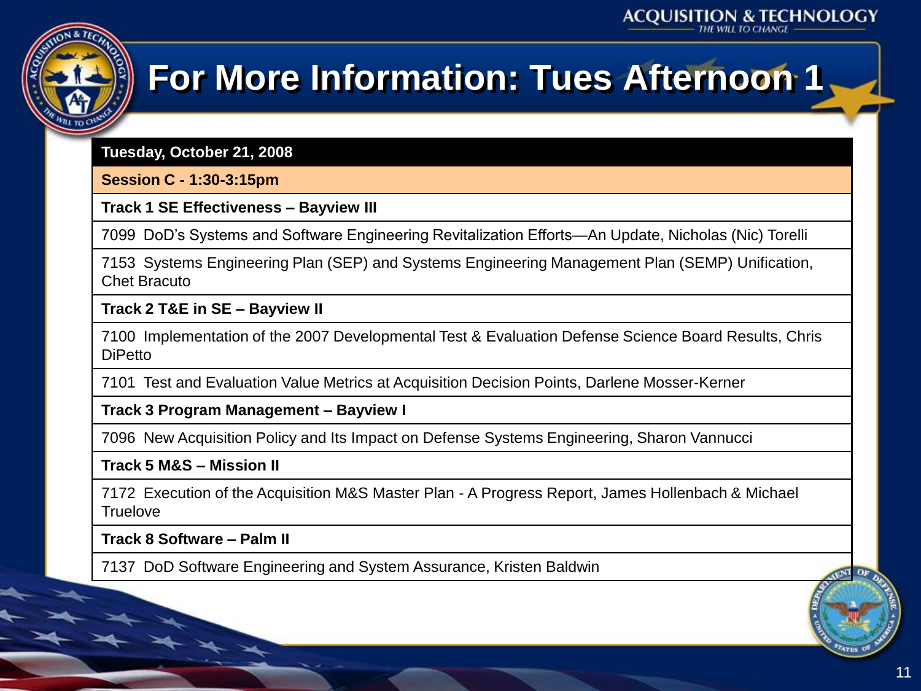# For More Information: Tues Afternoon 1

| Tuesday, October 21, 2008 |
|---|
| **Session C - 1:30-3:15pm** |
| **Track 1 SE Effectiveness – Bayview III** |
| 7099 DoD's Systems and Software Engineering Revitalization Efforts—An Update, Nicholas (Nic) Torelli |
| 7153 Systems Engineering Plan (SEP) and Systems Engineering Management Plan (SEMP) Unification, Chet Bracuto |
| **Track 2 T&E in SE – Bayview II** |
| 7100 Implementation of the 2007 Developmental Test & Evaluation Defense Science Board Results, Chris DiPetto |
| 7101 Test and Evaluation Value Metrics at Acquisition Decision Points, Darlene Mosser-Kerner |
| **Track 3 Program Management – Bayview I** |
| 7096 New Acquisition Policy and Its Impact on Defense Systems Engineering, Sharon Vannucci |
| **Track 5 M&S – Mission II** |
| 7172 Execution of the Acquisition M&S Master Plan - A Progress Report, James Hollenbach & Michael Truelove |
| **Track 8 Software – Palm II** |
| 7137 DoD Software Engineering and System Assurance, Kristen Baldwin |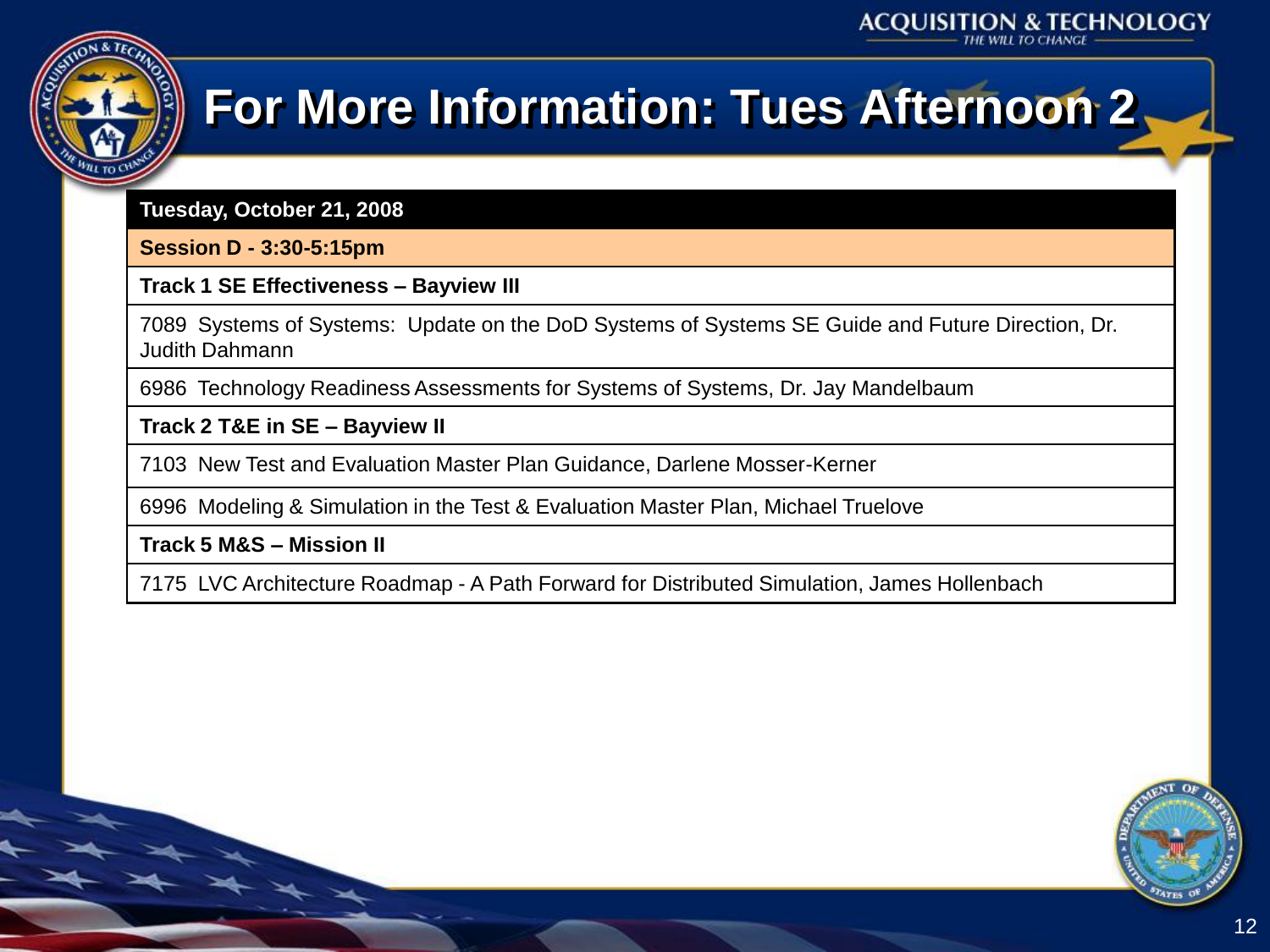# For More Information: Tues Afternoon 2

| Tuesday, October 21, 2008 |
|---|
| **Session D - 3:30-5:15pm** |
| **Track 1 SE Effectiveness – Bayview III** |
| 7089 Systems of Systems: Update on the DoD Systems of Systems SE Guide and Future Direction, Dr. Judith Dahmann |
| 6986 Technology Readiness Assessments for Systems of Systems, Dr. Jay Mandelbaum |
| **Track 2 T&E in SE – Bayview II** |
| 7103 New Test and Evaluation Master Plan Guidance, Darlene Mosser-Kerner |
| 6996 Modeling & Simulation in the Test & Evaluation Master Plan, Michael Truelove |
| **Track 5 M&S – Mission II** |
| 7175 LVC Architecture Roadmap - A Path Forward for Distributed Simulation, James Hollenbach |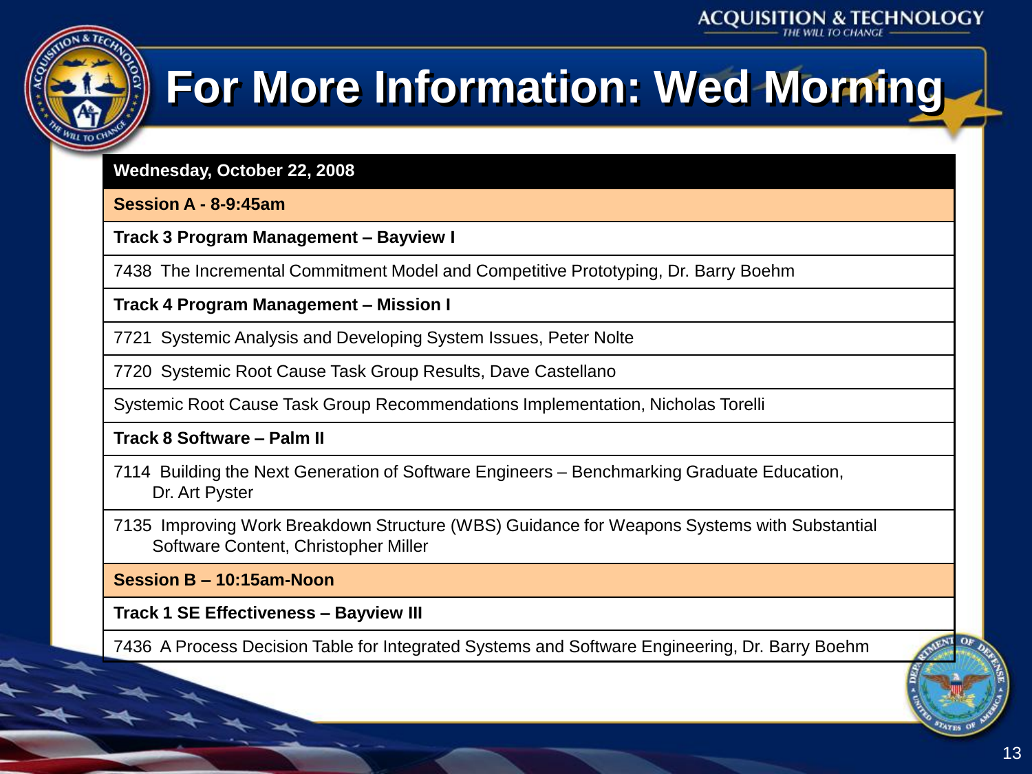# For More Information: Wed Morning

| Wednesday, October 22, 2008 |
|---|
| **Session A - 8-9:45am** |
| **Track 3 Program Management – Bayview I** |
| 7438 The Incremental Commitment Model and Competitive Prototyping, Dr. Barry Boehm |
| **Track 4 Program Management – Mission I** |
| 7721 Systemic Analysis and Developing System Issues, Peter Nolte |
| 7720 Systemic Root Cause Task Group Results, Dave Castellano |
| Systemic Root Cause Task Group Recommendations Implementation, Nicholas Torelli |
| **Track 8 Software – Palm II** |
| 7114 Building the Next Generation of Software Engineers – Benchmarking Graduate Education, Dr. Art Pyster |
| 7135 Improving Work Breakdown Structure (WBS) Guidance for Weapons Systems with Substantial Software Content, Christopher Miller |
| **Session B – 10:15am-Noon** |
| **Track 1 SE Effectiveness – Bayview III** |
| 7436 A Process Decision Table for Integrated Systems and Software Engineering, Dr. Barry Boehm |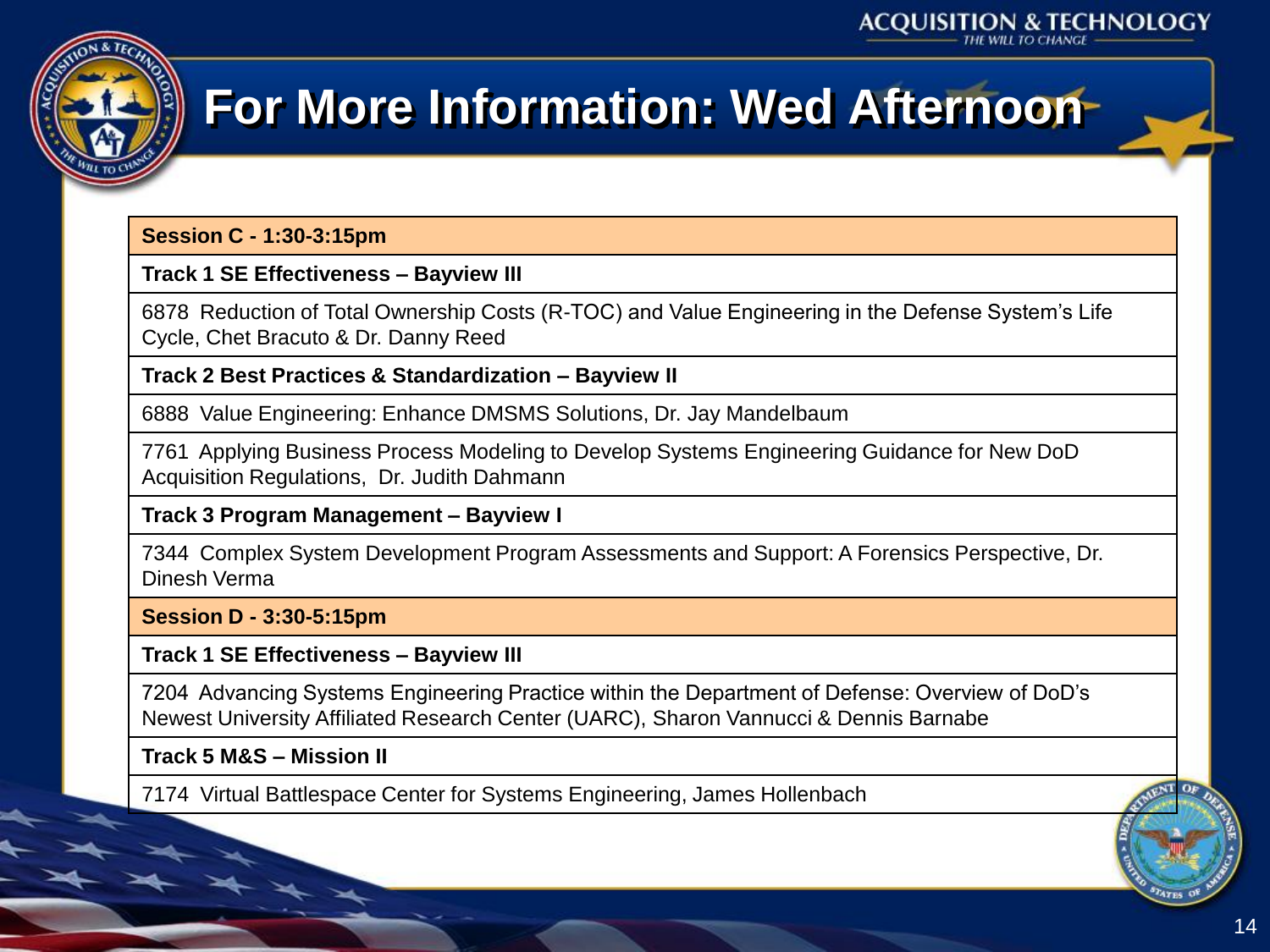# For More Information: Wed Afternoon

| Session C - 1:30-3:15pm |
|---|
| **Track 1 SE Effectiveness – Bayview III** |
| 6878 Reduction of Total Ownership Costs (R-TOC) and Value Engineering in the Defense System's Life Cycle, Chet Bracuto & Dr. Danny Reed |
| **Track 2 Best Practices & Standardization – Bayview II** |
| 6888 Value Engineering: Enhance DMSMS Solutions, Dr. Jay Mandelbaum |
| 7761 Applying Business Process Modeling to Develop Systems Engineering Guidance for New DoD Acquisition Regulations, Dr. Judith Dahmann |
| **Track 3 Program Management – Bayview I** |
| 7344 Complex System Development Program Assessments and Support: A Forensics Perspective, Dr. Dinesh Verma |
| **Session D - 3:30-5:15pm** |
| **Track 1 SE Effectiveness – Bayview III** |
| 7204 Advancing Systems Engineering Practice within the Department of Defense: Overview of DoD's Newest University Affiliated Research Center (UARC), Sharon Vannucci & Dennis Barnabe |
| **Track 5 M&S – Mission II** |
| 7174 Virtual Battlespace Center for Systems Engineering, James Hollenbach |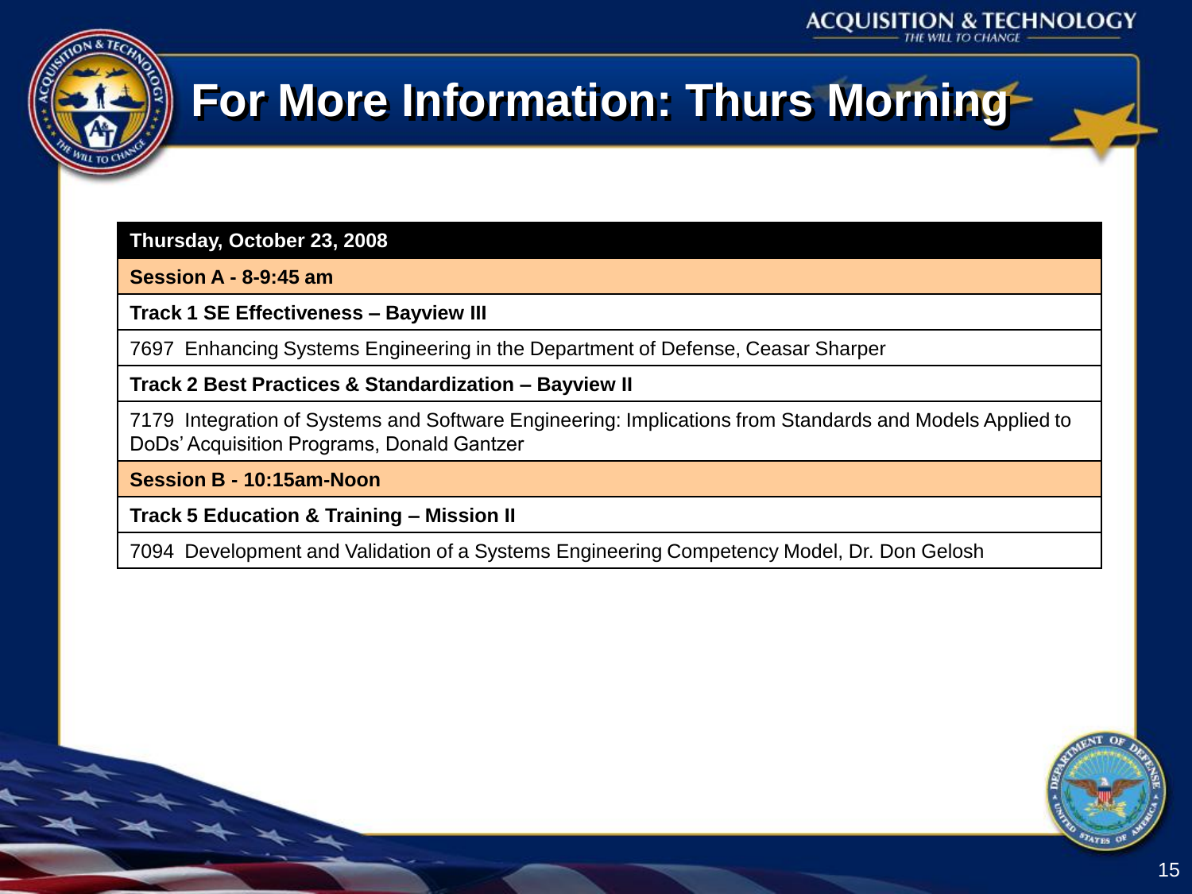# For More Information: Thurs Morning

| Thursday, October 23, 2008 |
|---|
| **Session A - 8-9:45 am** |
| **Track 1 SE Effectiveness – Bayview III** |
| 7697 Enhancing Systems Engineering in the Department of Defense, Ceasar Sharper |
| **Track 2 Best Practices & Standardization – Bayview II** |
| 7179 Integration of Systems and Software Engineering: Implications from Standards and Models Applied to DoDs' Acquisition Programs, Donald Gantzer |
| **Session B - 10:15am-Noon** |
| **Track 5 Education & Training – Mission II** |
| 7094 Development and Validation of a Systems Engineering Competency Model, Dr. Don Gelosh |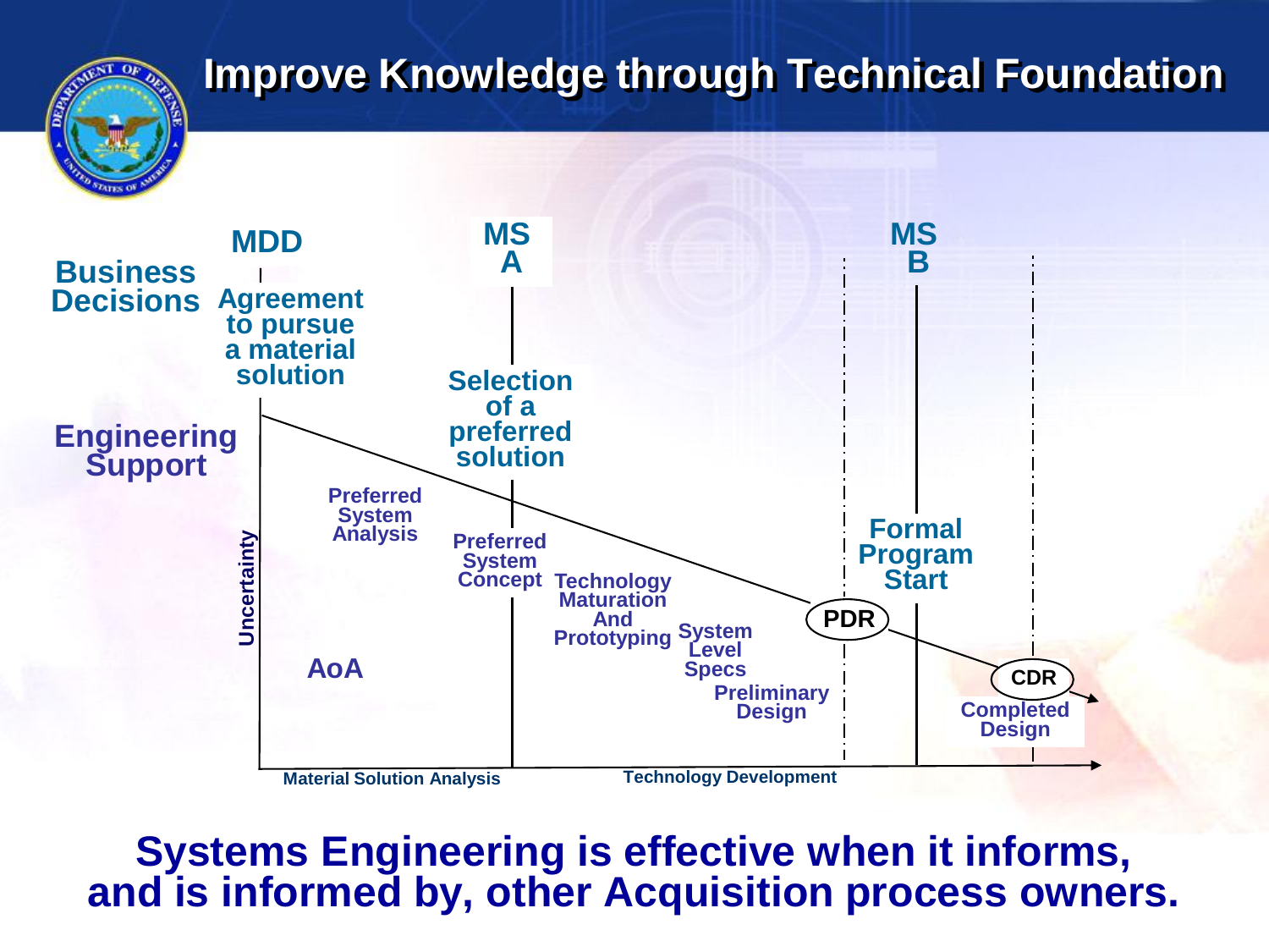# Improve Knowledge through Technical Foundation

MDD

MS A

MS B

Business Decisions

Agreement to pursue a material solution

Selection of a preferred solution

Formal Program Start

Engineering Support

Preferred System Analysis

Preferred System Concept

Technology Maturation And Prototyping

System Level Specs

Preliminary Design

PDR

CDR

Completed Design

AoA

Uncertainty

Material Solution Analysis

Technology Development

**Systems Engineering is effective when it informs, and is informed by, other Acquisition process owners.**